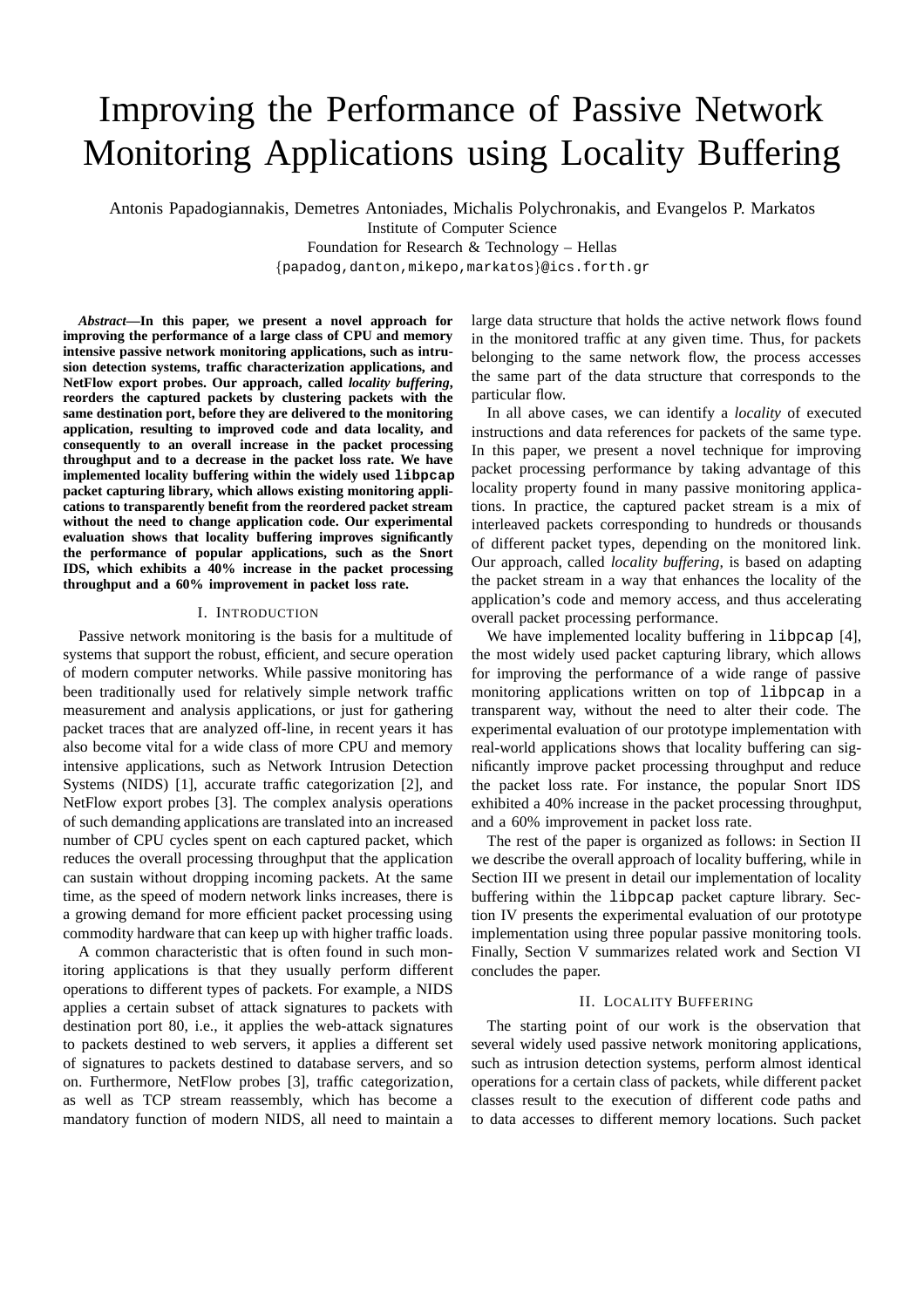# Improving the Performance of Passive Network Monitoring Applications using Locality Buffering

Antonis Papadogiannakis, Demetres Antoniades, Michalis Polychronakis, and Evangelos P. Markatos

Institute of Computer Science

Foundation for Research & Technology – Hellas

{papadog,danton,mikepo,markatos}@ics.forth.gr

***Abstract*—In this paper, we present a novel approach for improving the performance of a large class of CPU and memory intensive passive network monitoring applications, such as intrusion detection systems, traffic characterization applications, and NetFlow export probes. Our approach, called *locality buffering*, reorders the captured packets by clustering packets with the same destination port, before they are delivered to the monitoring application, resulting to improved code and data locality, and consequently to an overall increase in the packet processing throughput and to a decrease in the packet loss rate. We have implemented locality buffering within the widely used `libpcap` packet capturing library, which allows existing monitoring applications to transparently benefit from the reordered packet stream without the need to change application code. Our experimental evaluation shows that locality buffering improves significantly the performance of popular applications, such as the Snort IDS, which exhibits a 40% increase in the packet processing throughput and a 60% improvement in packet loss rate.**

## I. Introduction

Passive network monitoring is the basis for a multitude of systems that support the robust, efficient, and secure operation of modern computer networks. While passive monitoring has been traditionally used for relatively simple network traffic measurement and analysis applications, or just for gathering packet traces that are analyzed off-line, in recent years it has also become vital for a wide class of more CPU and memory intensive applications, such as Network Intrusion Detection Systems (NIDS) [1], accurate traffic categorization [2], and NetFlow export probes [3]. The complex analysis operations of such demanding applications are translated into an increased number of CPU cycles spent on each captured packet, which reduces the overall processing throughput that the application can sustain without dropping incoming packets. At the same time, as the speed of modern network links increases, there is a growing demand for more efficient packet processing using commodity hardware that can keep up with higher traffic loads.

A common characteristic that is often found in such monitoring applications is that they usually perform different operations to different types of packets. For example, a NIDS applies a certain subset of attack signatures to packets with destination port 80, i.e., it applies the web-attack signatures to packets destined to web servers, it applies a different set of signatures to packets destined to database servers, and so on. Furthermore, NetFlow probes [3], traffic categorization, as well as TCP stream reassembly, which has become a mandatory function of modern NIDS, all need to maintain a large data structure that holds the active network flows found in the monitored traffic at any given time. Thus, for packets belonging to the same network flow, the process accesses the same part of the data structure that corresponds to the particular flow.

In all above cases, we can identify a *locality* of executed instructions and data references for packets of the same type. In this paper, we present a novel technique for improving packet processing performance by taking advantage of this locality property found in many passive monitoring applications. In practice, the captured packet stream is a mix of interleaved packets corresponding to hundreds or thousands of different packet types, depending on the monitored link. Our approach, called *locality buffering*, is based on adapting the packet stream in a way that enhances the locality of the application's code and memory access, and thus accelerating overall packet processing performance.

We have implemented locality buffering in `libpcap` [4], the most widely used packet capturing library, which allows for improving the performance of a wide range of passive monitoring applications written on top of `libpcap` in a transparent way, without the need to alter their code. The experimental evaluation of our prototype implementation with real-world applications shows that locality buffering can significantly improve packet processing throughput and reduce the packet loss rate. For instance, the popular Snort IDS exhibited a 40% increase in the packet processing throughput, and a 60% improvement in packet loss rate.

The rest of the paper is organized as follows: in Section II we describe the overall approach of locality buffering, while in Section III we present in detail our implementation of locality buffering within the `libpcap` packet capture library. Section IV presents the experimental evaluation of our prototype implementation using three popular passive monitoring tools. Finally, Section V summarizes related work and Section VI concludes the paper.

## II. Locality Buffering

The starting point of our work is the observation that several widely used passive network monitoring applications, such as intrusion detection systems, perform almost identical operations for a certain class of packets, while different packet classes result to the execution of different code paths and to data accesses to different memory locations. Such packet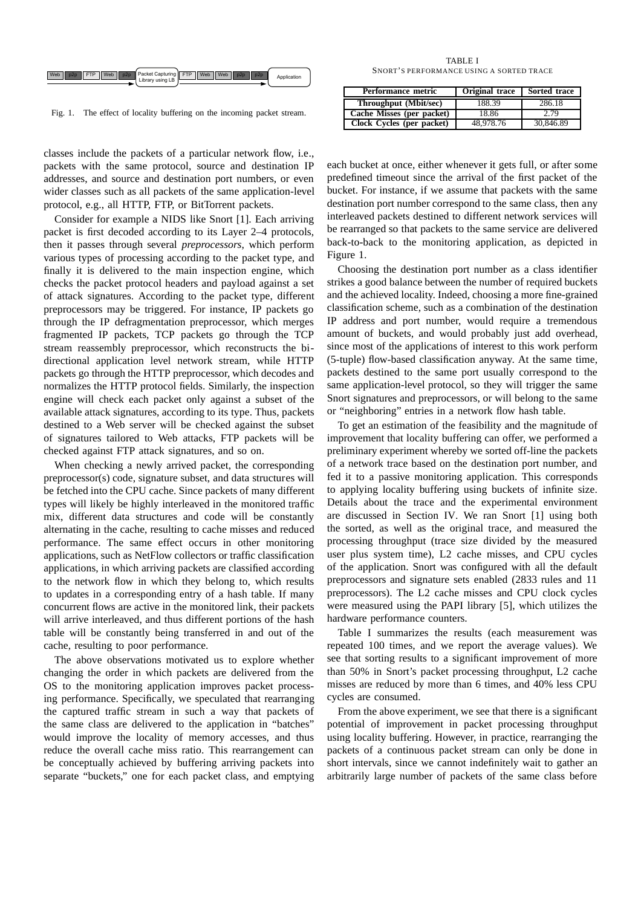Web p2p FTP Web p2p Packet Capturing Library using LB FTP Web Web p2p p2p Application

Fig. 1. The effect of locality buffering on the incoming packet stream.

classes include the packets of a particular network flow, i.e., packets with the same protocol, source and destination IP addresses, and source and destination port numbers, or even wider classes such as all packets of the same application-level protocol, e.g., all HTTP, FTP, or BitTorrent packets.

Consider for example a NIDS like Snort [1]. Each arriving packet is first decoded according to its Layer 2–4 protocols, then it passes through several *preprocessors*, which perform various types of processing according to the packet type, and finally it is delivered to the main inspection engine, which checks the packet protocol headers and payload against a set of attack signatures. According to the packet type, different preprocessors may be triggered. For instance, IP packets go through the IP defragmentation preprocessor, which merges fragmented IP packets, TCP packets go through the TCP stream reassembly preprocessor, which reconstructs the bi-directional application level network stream, while HTTP packets go through the HTTP preprocessor, which decodes and normalizes the HTTP protocol fields. Similarly, the inspection engine will check each packet only against a subset of the available attack signatures, according to its type. Thus, packets destined to a Web server will be checked against the subset of signatures tailored to Web attacks, FTP packets will be checked against FTP attack signatures, and so on.

When checking a newly arrived packet, the corresponding preprocessor(s) code, signature subset, and data structures will be fetched into the CPU cache. Since packets of many different types will likely be highly interleaved in the monitored traffic mix, different data structures and code will be constantly alternating in the cache, resulting to cache misses and reduced performance. The same effect occurs in other monitoring applications, such as NetFlow collectors or traffic classification applications, in which arriving packets are classified according to the network flow in which they belong to, which results to updates in a corresponding entry of a hash table. If many concurrent flows are active in the monitored link, their packets will arrive interleaved, and thus different portions of the hash table will be constantly being transferred in and out of the cache, resulting to poor performance.

The above observations motivated us to explore whether changing the order in which packets are delivered from the OS to the monitoring application improves packet processing performance. Specifically, we speculated that rearranging the captured traffic stream in such a way that packets of the same class are delivered to the application in "batches" would improve the locality of memory accesses, and thus reduce the overall cache miss ratio. This rearrangement can be conceptually achieved by buffering arriving packets into separate "buckets," one for each packet class, and emptying each bucket at once, either whenever it gets full, or after some predefined timeout since the arrival of the first packet of the bucket. For instance, if we assume that packets with the same destination port number correspond to the same class, then any interleaved packets destined to different network services will be rearranged so that packets to the same service are delivered back-to-back to the monitoring application, as depicted in Figure 1.

TABLE I
SNORT'S PERFORMANCE USING A SORTED TRACE

| Performance metric | Original trace | Sorted trace |
|---|---|---|
| Throughput (Mbit/sec) | 188.39 | 286.18 |
| Cache Misses (per packet) | 18.86 | 2.79 |
| Clock Cycles (per packet) | 48,978.76 | 30,846.89 |

Choosing the destination port number as a class identifier strikes a good balance between the number of required buckets and the achieved locality. Indeed, choosing a more fine-grained classification scheme, such as a combination of the destination IP address and port number, would require a tremendous amount of buckets, and would probably just add overhead, since most of the applications of interest to this work perform (5-tuple) flow-based classification anyway. At the same time, packets destined to the same port usually correspond to the same application-level protocol, so they will trigger the same Snort signatures and preprocessors, or will belong to the same or "neighboring" entries in a network flow hash table.

To get an estimation of the feasibility and the magnitude of improvement that locality buffering can offer, we performed a preliminary experiment whereby we sorted off-line the packets of a network trace based on the destination port number, and fed it to a passive monitoring application. This corresponds to applying locality buffering using buckets of infinite size. Details about the trace and the experimental environment are discussed in Section IV. We ran Snort [1] using both the sorted, as well as the original trace, and measured the processing throughput (trace size divided by the measured user plus system time), L2 cache misses, and CPU cycles of the application. Snort was configured with all the default preprocessors and signature sets enabled (2833 rules and 11 preprocessors). The L2 cache misses and CPU clock cycles were measured using the PAPI library [5], which utilizes the hardware performance counters.

Table I summarizes the results (each measurement was repeated 100 times, and we report the average values). We see that sorting results to a significant improvement of more than 50% in Snort's packet processing throughput, L2 cache misses are reduced by more than 6 times, and 40% less CPU cycles are consumed.

From the above experiment, we see that there is a significant potential of improvement in packet processing throughput using locality buffering. However, in practice, rearranging the packets of a continuous packet stream can only be done in short intervals, since we cannot indefinitely wait to gather an arbitrarily large number of packets of the same class before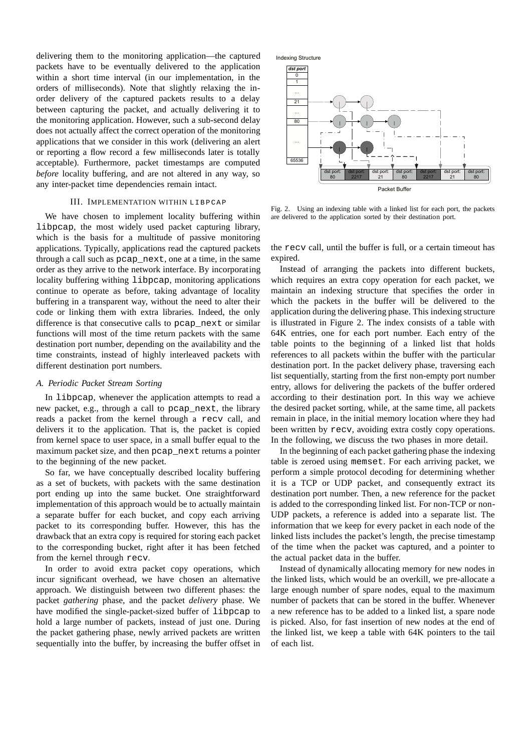delivering them to the monitoring application—the captured packets have to be eventually delivered to the application within a short time interval (in our implementation, in the orders of milliseconds). Note that slightly relaxing the in-order delivery of the captured packets results to a delay between capturing the packet, and actually delivering it to the monitoring application. However, such a sub-second delay does not actually affect the correct operation of the monitoring applications that we consider in this work (delivering an alert or reporting a flow record a few milliseconds later is totally acceptable). Furthermore, packet timestamps are computed *before* locality buffering, and are not altered in any way, so any inter-packet time dependencies remain intact.

## III. Implementation within libpcap

We have chosen to implement locality buffering within libpcap, the most widely used packet capturing library, which is the basis for a multitude of passive monitoring applications. Typically, applications read the captured packets through a call such as pcap_next, one at a time, in the same order as they arrive to the network interface. By incorporating locality buffering withing libpcap, monitoring applications continue to operate as before, taking advantage of locality buffering in a transparent way, without the need to alter their code or linking them with extra libraries. Indeed, the only difference is that consecutive calls to pcap_next or similar functions will most of the time return packets with the same destination port number, depending on the availability and the time constraints, instead of highly interleaved packets with different destination port numbers.

### A. Periodic Packet Stream Sorting

In libpcap, whenever the application attempts to read a new packet, e.g., through a call to pcap_next, the library reads a packet from the kernel through a recv call, and delivers it to the application. That is, the packet is copied from kernel space to user space, in a small buffer equal to the maximum packet size, and then pcap_next returns a pointer to the beginning of the new packet.

So far, we have conceptually described locality buffering as a set of buckets, with packets with the same destination port ending up into the same bucket. One straightforward implementation of this approach would be to actually maintain a separate buffer for each bucket, and copy each arriving packet to its corresponding buffer. However, this has the drawback that an extra copy is required for storing each packet to the corresponding bucket, right after it has been fetched from the kernel through recv.

In order to avoid extra packet copy operations, which incur significant overhead, we have chosen an alternative approach. We distinguish between two different phases: the packet *gathering* phase, and the packet *delivery* phase. We have modified the single-packet-sized buffer of libpcap to hold a large number of packets, instead of just one. During the packet gathering phase, newly arrived packets are written sequentially into the buffer, by increasing the buffer offset in the recv call, until the buffer is full, or a certain timeout has expired.

Indexing Structure

dst port
0
1
...
21
...
80
...
65536

dst port: 80 | dst port: 2217 | dst port: 21 | dst port: 80 | dst port: 2217 | dst port: 21 | dst port: 80

Packet Buffer

Fig. 2. Using an indexing table with a linked list for each port, the packets are delivered to the application sorted by their destination port.

Instead of arranging the packets into different buckets, which requires an extra copy operation for each packet, we maintain an indexing structure that specifies the order in which the packets in the buffer will be delivered to the application during the delivering phase. This indexing structure is illustrated in Figure 2. The index consists of a table with 64K entries, one for each port number. Each entry of the table points to the beginning of a linked list that holds references to all packets within the buffer with the particular destination port. In the packet delivery phase, traversing each list sequentially, starting from the first non-empty port number entry, allows for delivering the packets of the buffer ordered according to their destination port. In this way we achieve the desired packet sorting, while, at the same time, all packets remain in place, in the initial memory location where they had been written by recv, avoiding extra costly copy operations. In the following, we discuss the two phases in more detail.

In the beginning of each packet gathering phase the indexing table is zeroed using memset. For each arriving packet, we perform a simple protocol decoding for determining whether it is a TCP or UDP packet, and consequently extract its destination port number. Then, a new reference for the packet is added to the corresponding linked list. For non-TCP or non-UDP packets, a reference is added into a separate list. The information that we keep for every packet in each node of the linked lists includes the packet's length, the precise timestamp of the time when the packet was captured, and a pointer to the actual packet data in the buffer.

Instead of dynamically allocating memory for new nodes in the linked lists, which would be an overkill, we pre-allocate a large enough number of spare nodes, equal to the maximum number of packets that can be stored in the buffer. Whenever a new reference has to be added to a linked list, a spare node is picked. Also, for fast insertion of new nodes at the end of the linked list, we keep a table with 64K pointers to the tail of each list.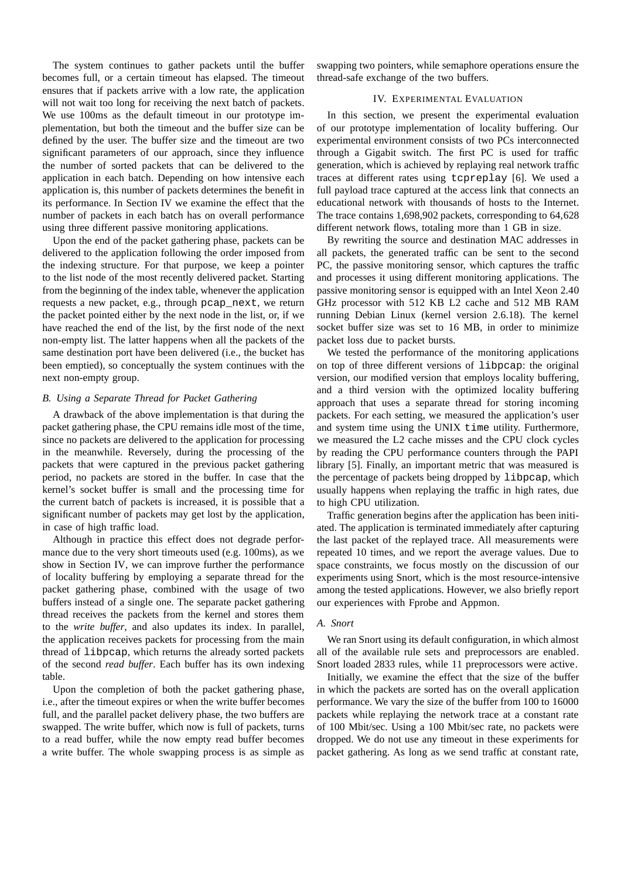The system continues to gather packets until the buffer becomes full, or a certain timeout has elapsed. The timeout ensures that if packets arrive with a low rate, the application will not wait too long for receiving the next batch of packets. We use 100ms as the default timeout in our prototype implementation, but both the timeout and the buffer size can be defined by the user. The buffer size and the timeout are two significant parameters of our approach, since they influence the number of sorted packets that can be delivered to the application in each batch. Depending on how intensive each application is, this number of packets determines the benefit in its performance. In Section IV we examine the effect that the number of packets in each batch has on overall performance using three different passive monitoring applications.

Upon the end of the packet gathering phase, packets can be delivered to the application following the order imposed from the indexing structure. For that purpose, we keep a pointer to the list node of the most recently delivered packet. Starting from the beginning of the index table, whenever the application requests a new packet, e.g., through `pcap_next`, we return the packet pointed either by the next node in the list, or, if we have reached the end of the list, by the first node of the next non-empty list. The latter happens when all the packets of the same destination port have been delivered (i.e., the bucket has been emptied), so conceptually the system continues with the next non-empty group.

### B. Using a Separate Thread for Packet Gathering

A drawback of the above implementation is that during the packet gathering phase, the CPU remains idle most of the time, since no packets are delivered to the application for processing in the meanwhile. Reversely, during the processing of the packets that were captured in the previous packet gathering period, no packets are stored in the buffer. In case that the kernel's socket buffer is small and the processing time for the current batch of packets is increased, it is possible that a significant number of packets may get lost by the application, in case of high traffic load.

Although in practice this effect does not degrade performance due to the very short timeouts used (e.g. 100ms), as we show in Section IV, we can improve further the performance of locality buffering by employing a separate thread for the packet gathering phase, combined with the usage of two buffers instead of a single one. The separate packet gathering thread receives the packets from the kernel and stores them to the *write buffer*, and also updates its index. In parallel, the application receives packets for processing from the main thread of `libpcap`, which returns the already sorted packets of the second *read buffer*. Each buffer has its own indexing table.

Upon the completion of both the packet gathering phase, i.e., after the timeout expires or when the write buffer becomes full, and the parallel packet delivery phase, the two buffers are swapped. The write buffer, which now is full of packets, turns to a read buffer, while the now empty read buffer becomes a write buffer. The whole swapping process is as simple as swapping two pointers, while semaphore operations ensure the thread-safe exchange of the two buffers.

## IV. Experimental Evaluation

In this section, we present the experimental evaluation of our prototype implementation of locality buffering. Our experimental environment consists of two PCs interconnected through a Gigabit switch. The first PC is used for traffic generation, which is achieved by replaying real network traffic traces at different rates using `tcpreplay` [6]. We used a full payload trace captured at the access link that connects an educational network with thousands of hosts to the Internet. The trace contains 1,698,902 packets, corresponding to 64,628 different network flows, totaling more than 1 GB in size.

By rewriting the source and destination MAC addresses in all packets, the generated traffic can be sent to the second PC, the passive monitoring sensor, which captures the traffic and processes it using different monitoring applications. The passive monitoring sensor is equipped with an Intel Xeon 2.40 GHz processor with 512 KB L2 cache and 512 MB RAM running Debian Linux (kernel version 2.6.18). The kernel socket buffer size was set to 16 MB, in order to minimize packet loss due to packet bursts.

We tested the performance of the monitoring applications on top of three different versions of `libpcap`: the original version, our modified version that employs locality buffering, and a third version with the optimized locality buffering approach that uses a separate thread for storing incoming packets. For each setting, we measured the application's user and system time using the UNIX `time` utility. Furthermore, we measured the L2 cache misses and the CPU clock cycles by reading the CPU performance counters through the PAPI library [5]. Finally, an important metric that was measured is the percentage of packets being dropped by `libpcap`, which usually happens when replaying the traffic in high rates, due to high CPU utilization.

Traffic generation begins after the application has been initiated. The application is terminated immediately after capturing the last packet of the replayed trace. All measurements were repeated 10 times, and we report the average values. Due to space constraints, we focus mostly on the discussion of our experiments using Snort, which is the most resource-intensive among the tested applications. However, we also briefly report our experiences with Fprobe and Appmon.

### A. Snort

We ran Snort using its default configuration, in which almost all of the available rule sets and preprocessors are enabled. Snort loaded 2833 rules, while 11 preprocessors were active.

Initially, we examine the effect that the size of the buffer in which the packets are sorted has on the overall application performance. We vary the size of the buffer from 100 to 16000 packets while replaying the network trace at a constant rate of 100 Mbit/sec. Using a 100 Mbit/sec rate, no packets were dropped. We do not use any timeout in these experiments for packet gathering. As long as we send traffic at constant rate,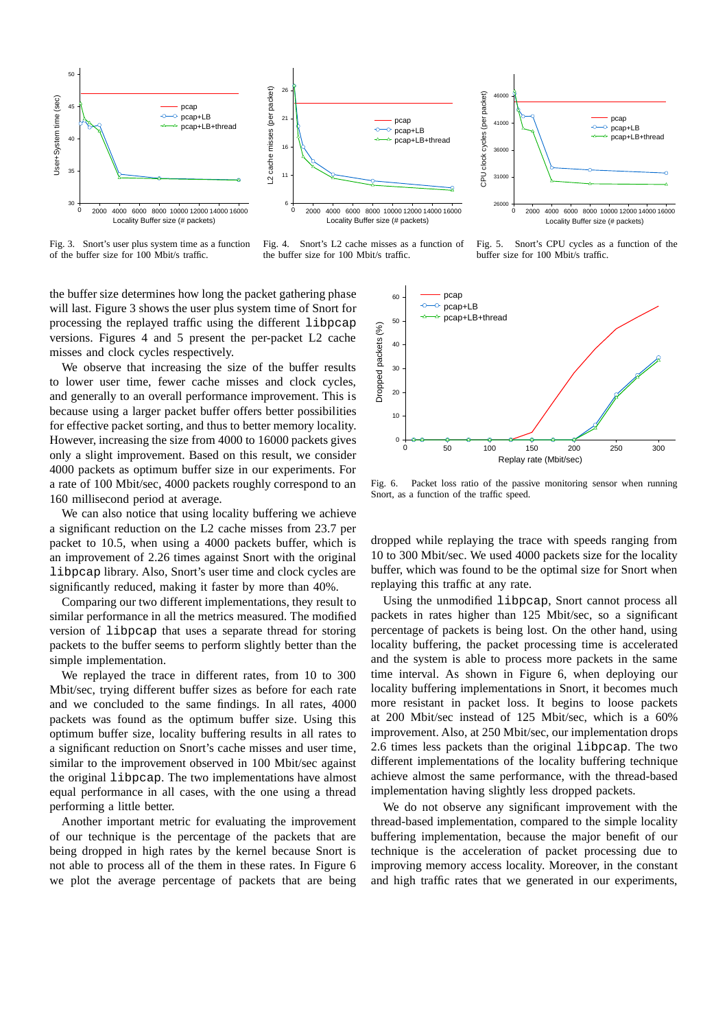Fig. 3. Snort's user plus system time as a function of the buffer size for 100 Mbit/s traffic.

Fig. 4. Snort's L2 cache misses as a function of the buffer size for 100 Mbit/s traffic.

Fig. 5. Snort's CPU cycles as a function of the buffer size for 100 Mbit/s traffic.

the buffer size determines how long the packet gathering phase will last. Figure 3 shows the user plus system time of Snort for processing the replayed traffic using the different `libpcap` versions. Figures 4 and 5 present the per-packet L2 cache misses and clock cycles respectively.

We observe that increasing the size of the buffer results to lower user time, fewer cache misses and clock cycles, and generally to an overall performance improvement. This is because using a larger packet buffer offers better possibilities for effective packet sorting, and thus to better memory locality. However, increasing the size from 4000 to 16000 packets gives only a slight improvement. Based on this result, we consider 4000 packets as optimum buffer size in our experiments. For a rate of 100 Mbit/sec, 4000 packets roughly correspond to an 160 millisecond period at average.

We can also notice that using locality buffering we achieve a significant reduction on the L2 cache misses from 23.7 per packet to 10.5, when using a 4000 packets buffer, which is an improvement of 2.26 times against Snort with the original `libpcap` library. Also, Snort's user time and clock cycles are significantly reduced, making it faster by more than 40%.

Comparing our two different implementations, they result to similar performance in all the metrics measured. The modified version of `libpcap` that uses a separate thread for storing packets to the buffer seems to perform slightly better than the simple implementation.

We replayed the trace in different rates, from 10 to 300 Mbit/sec, trying different buffer sizes as before for each rate and we concluded to the same findings. In all rates, 4000 packets was found as the optimum buffer size. Using this optimum buffer size, locality buffering results in all rates to a significant reduction on Snort's cache misses and user time, similar to the improvement observed in 100 Mbit/sec against the original `libpcap`. The two implementations have almost equal performance in all cases, with the one using a thread performing a little better.

Another important metric for evaluating the improvement of our technique is the percentage of the packets that are being dropped in high rates by the kernel because Snort is not able to process all of the them in these rates. In Figure 6 we plot the average percentage of packets that are being dropped while replaying the trace with speeds ranging from 10 to 300 Mbit/sec. We used 4000 packets size for the locality buffer, which was found to be the optimal size for Snort when replaying this traffic at any rate.

Fig. 6. Packet loss ratio of the passive monitoring sensor when running Snort, as a function of the traffic speed.

Using the unmodified `libpcap`, Snort cannot process all packets in rates higher than 125 Mbit/sec, so a significant percentage of packets is being lost. On the other hand, using locality buffering, the packet processing time is accelerated and the system is able to process more packets in the same time interval. As shown in Figure 6, when deploying our locality buffering implementations in Snort, it becomes much more resistant in packet loss. It begins to loose packets at 200 Mbit/sec instead of 125 Mbit/sec, which is a 60% improvement. Also, at 250 Mbit/sec, our implementation drops 2.6 times less packets than the original `libpcap`. The two different implementations of the locality buffering technique achieve almost the same performance, with the thread-based implementation having slightly less dropped packets.

We do not observe any significant improvement with the thread-based implementation, compared to the simple locality buffering implementation, because the major benefit of our technique is the acceleration of packet processing due to improving memory access locality. Moreover, in the constant and high traffic rates that we generated in our experiments,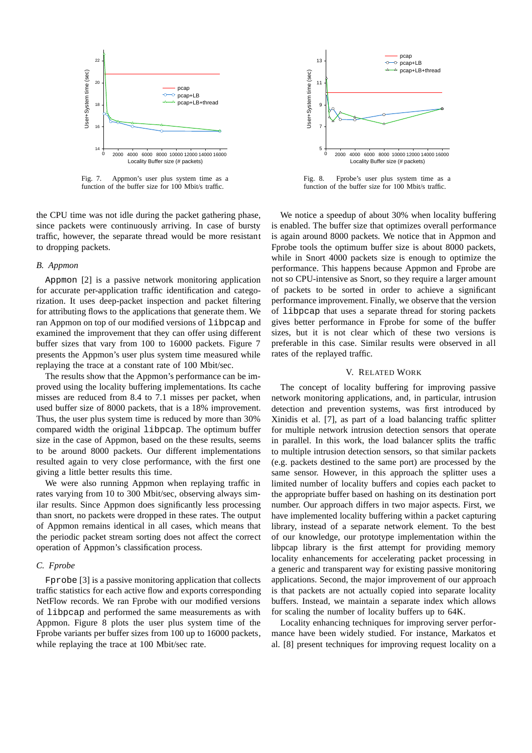22
20
18
16
14
0
2000 4000 6000 8000 10000 12000 14000 16000
User+System time (sec)
Locality Buffer size (# packets)
pcap
pcap+LB
pcap+LB+thread

Fig. 7. Appmon's user plus system time as a function of the buffer size for 100 Mbit/s traffic.

13
11
9
7
5
0
2000 4000 6000 8000 10000 12000 14000 16000
User+System time (sec)
Locality Buffer size (# packets)
pcap
pcap+LB
pcap+LB+thread

Fig. 8. Fprobe's user plus system time as a function of the buffer size for 100 Mbit/s traffic.

the CPU time was not idle during the packet gathering phase, since packets were continuously arriving. In case of bursty traffic, however, the separate thread would be more resistant to dropping packets.

### B. Appmon

Appmon [2] is a passive network monitoring application for accurate per-application traffic identification and categorization. It uses deep-packet inspection and packet filtering for attributing flows to the applications that generate them. We ran Appmon on top of our modified versions of libpcap and examined the improvement that they can offer using different buffer sizes that vary from 100 to 16000 packets. Figure 7 presents the Appmon's user plus system time measured while replaying the trace at a constant rate of 100 Mbit/sec.

The results show that the Appmon's performance can be improved using the locality buffering implementations. Its cache misses are reduced from 8.4 to 7.1 misses per packet, when used buffer size of 8000 packets, that is a 18% improvement. Thus, the user plus system time is reduced by more than 30% compared width the original libpcap. The optimum buffer size in the case of Appmon, based on the these results, seems to be around 8000 packets. Our different implementations resulted again to very close performance, with the first one giving a little better results this time.

We were also running Appmon when replaying traffic in rates varying from 10 to 300 Mbit/sec, observing always similar results. Since Appmon does significantly less processing than snort, no packets were dropped in these rates. The output of Appmon remains identical in all cases, which means that the periodic packet stream sorting does not affect the correct operation of Appmon's classification process.

### C. Fprobe

Fprobe [3] is a passive monitoring application that collects traffic statistics for each active flow and exports corresponding NetFlow records. We ran Fprobe with our modified versions of libpcap and performed the same measurements as with Appmon. Figure 8 plots the user plus system time of the Fprobe variants per buffer sizes from 100 up to 16000 packets, while replaying the trace at 100 Mbit/sec rate.

We notice a speedup of about 30% when locality buffering is enabled. The buffer size that optimizes overall performance is again around 8000 packets. We notice that in Appmon and Fprobe tools the optimum buffer size is about 8000 packets, while in Snort 4000 packets size is enough to optimize the performance. This happens because Appmon and Fprobe are not so CPU-intensive as Snort, so they require a larger amount of packets to be sorted in order to achieve a significant performance improvement. Finally, we observe that the version of libpcap that uses a separate thread for storing packets gives better performance in Fprobe for some of the buffer sizes, but it is not clear which of these two versions is preferable in this case. Similar results were observed in all rates of the replayed traffic.

## V. Related Work

The concept of locality buffering for improving passive network monitoring applications, and, in particular, intrusion detection and prevention systems, was first introduced by Xinidis et al. [7], as part of a load balancing traffic splitter for multiple network intrusion detection sensors that operate in parallel. In this work, the load balancer splits the traffic to multiple intrusion detection sensors, so that similar packets (e.g. packets destined to the same port) are processed by the same sensor. However, in this approach the splitter uses a limited number of locality buffers and copies each packet to the appropriate buffer based on hashing on its destination port number. Our approach differs in two major aspects. First, we have implemented locality buffering within a packet capturing library, instead of a separate network element. To the best of our knowledge, our prototype implementation within the libpcap library is the first attempt for providing memory locality enhancements for accelerating packet processing in a generic and transparent way for existing passive monitoring applications. Second, the major improvement of our approach is that packets are not actually copied into separate locality buffers. Instead, we maintain a separate index which allows for scaling the number of locality buffers up to 64K.

Locality enhancing techniques for improving server performance have been widely studied. For instance, Markatos et al. [8] present techniques for improving request locality on a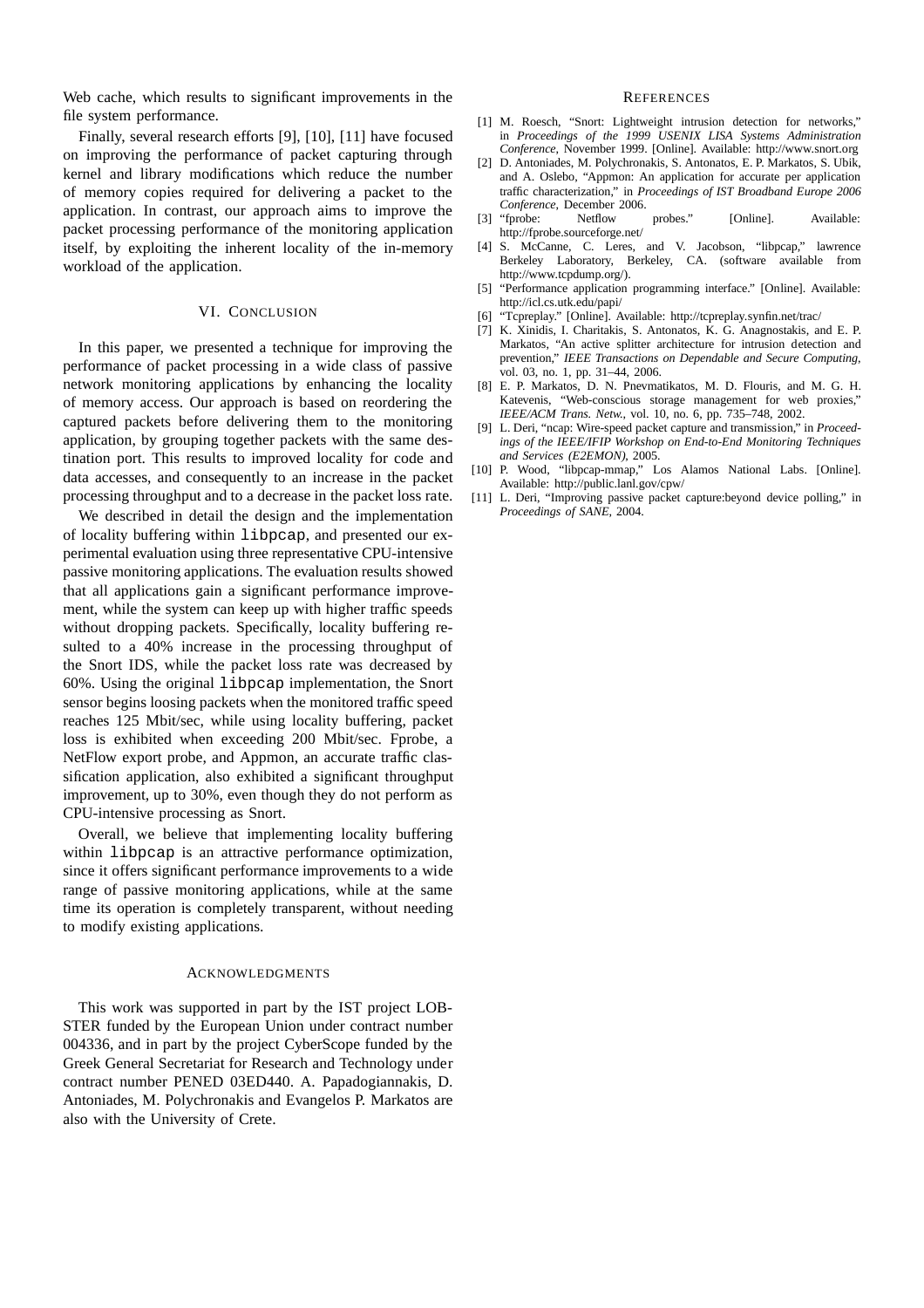Web cache, which results to significant improvements in the file system performance.

Finally, several research efforts [9], [10], [11] have focused on improving the performance of packet capturing through kernel and library modifications which reduce the number of memory copies required for delivering a packet to the application. In contrast, our approach aims to improve the packet processing performance of the monitoring application itself, by exploiting the inherent locality of the in-memory workload of the application.

## VI. Conclusion

In this paper, we presented a technique for improving the performance of packet processing in a wide class of passive network monitoring applications by enhancing the locality of memory access. Our approach is based on reordering the captured packets before delivering them to the monitoring application, by grouping together packets with the same destination port. This results to improved locality for code and data accesses, and consequently to an increase in the packet processing throughput and to a decrease in the packet loss rate.

We described in detail the design and the implementation of locality buffering within `libpcap`, and presented our experimental evaluation using three representative CPU-intensive passive monitoring applications. The evaluation results showed that all applications gain a significant performance improvement, while the system can keep up with higher traffic speeds without dropping packets. Specifically, locality buffering resulted to a 40% increase in the processing throughput of the Snort IDS, while the packet loss rate was decreased by 60%. Using the original `libpcap` implementation, the Snort sensor begins loosing packets when the monitored traffic speed reaches 125 Mbit/sec, while using locality buffering, packet loss is exhibited when exceeding 200 Mbit/sec. Fprobe, a NetFlow export probe, and Appmon, an accurate traffic classification application, also exhibited a significant throughput improvement, up to 30%, even though they do not perform as CPU-intensive processing as Snort.

Overall, we believe that implementing locality buffering within `libpcap` is an attractive performance optimization, since it offers significant performance improvements to a wide range of passive monitoring applications, while at the same time its operation is completely transparent, without needing to modify existing applications.

## Acknowledgments

This work was supported in part by the IST project LOBSTER funded by the European Union under contract number 004336, and in part by the project CyberScope funded by the Greek General Secretariat for Research and Technology under contract number PENED 03ED440. A. Papadogiannakis, D. Antoniades, M. Polychronakis and Evangelos P. Markatos are also with the University of Crete.

## References

[1] M. Roesch, "Snort: Lightweight intrusion detection for networks," in *Proceedings of the 1999 USENIX LISA Systems Administration Conference*, November 1999. [Online]. Available: http://www.snort.org

[2] D. Antoniades, M. Polychronakis, S. Antonatos, E. P. Markatos, S. Ubik, and A. Oslebo, "Appmon: An application for accurate per application traffic characterization," in *Proceedings of IST Broadband Europe 2006 Conference*, December 2006.

[3] "fprobe: Netflow probes." [Online]. Available: http://fprobe.sourceforge.net/

[4] S. McCanne, C. Leres, and V. Jacobson, "libpcap," lawrence Berkeley Laboratory, Berkeley, CA. (software available from http://www.tcpdump.org/).

[5] "Performance application programming interface." [Online]. Available: http://icl.cs.utk.edu/papi/

[6] "Tcpreplay." [Online]. Available: http://tcpreplay.synfin.net/trac/

[7] K. Xinidis, I. Charitakis, S. Antonatos, K. G. Anagnostakis, and E. P. Markatos, "An active splitter architecture for intrusion detection and prevention," *IEEE Transactions on Dependable and Secure Computing*, vol. 03, no. 1, pp. 31–44, 2006.

[8] E. P. Markatos, D. N. Pnevmatikatos, M. D. Flouris, and M. G. H. Katevenis, "Web-conscious storage management for web proxies," *IEEE/ACM Trans. Netw.*, vol. 10, no. 6, pp. 735–748, 2002.

[9] L. Deri, "ncap: Wire-speed packet capture and transmission," in *Proceedings of the IEEE/IFIP Workshop on End-to-End Monitoring Techniques and Services (E2EMON)*, 2005.

[10] P. Wood, "libpcap-mmap," Los Alamos National Labs. [Online]. Available: http://public.lanl.gov/cpw/

[11] L. Deri, "Improving passive packet capture:beyond device polling," in *Proceedings of SANE*, 2004.